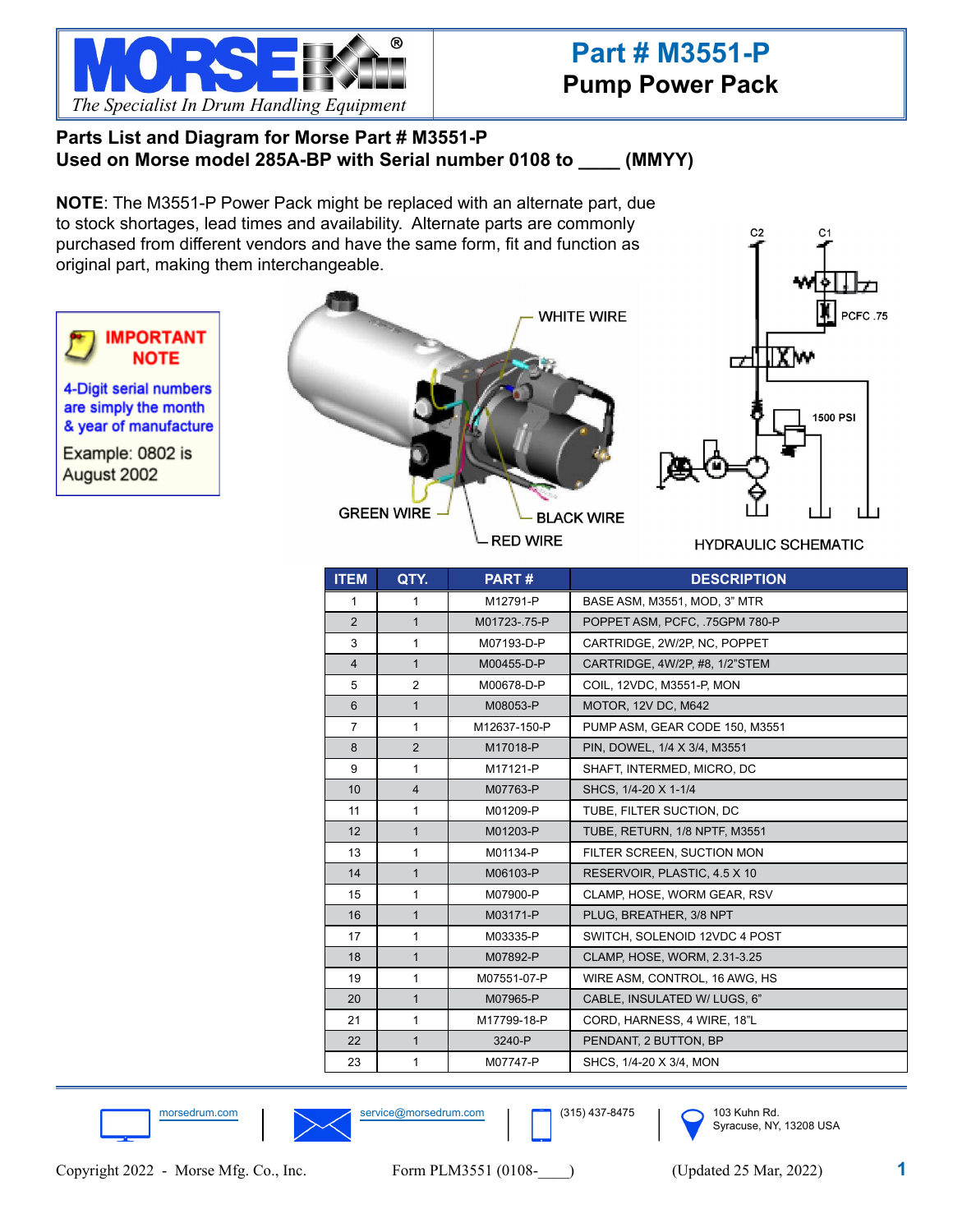# Part # M3551-P
## Pump Power Pack

**Parts List and Diagram for Morse Part # M3551-P**
**Used on Morse model 285A-BP with Serial number 0108 to ____ (MMYY)**

**NOTE**: The M3551-P Power Pack might be replaced with an alternate part, due to stock shortages, lead times and availability. Alternate parts are commonly purchased from different vendors and have the same form, fit and function as original part, making them interchangeable.

**IMPORTANT NOTE**

4-Digit serial numbers are simply the month & year of manufacture

Example: 0802 is August 2002

WHITE WIRE

GREEN WIRE

BLACK WIRE

RED WIRE

C2

C1

PCFC .75

1500 PSI

HYDRAULIC SCHEMATIC

| ITEM | QTY. | PART # | DESCRIPTION |
|---|---|---|---|
| 1 | 1 | M12791-P | BASE ASM, M3551, MOD, 3" MTR |
| 2 | 1 | M01723-.75-P | POPPET ASM, PCFC, .75GPM 780-P |
| 3 | 1 | M07193-D-P | CARTRIDGE, 2W/2P, NC, POPPET |
| 4 | 1 | M00455-D-P | CARTRIDGE, 4W/2P, #8, 1/2"STEM |
| 5 | 2 | M00678-D-P | COIL, 12VDC, M3551-P, MON |
| 6 | 1 | M08053-P | MOTOR, 12V DC, M642 |
| 7 | 1 | M12637-150-P | PUMP ASM, GEAR CODE 150, M3551 |
| 8 | 2 | M17018-P | PIN, DOWEL, 1/4 X 3/4, M3551 |
| 9 | 1 | M17121-P | SHAFT, INTERMED, MICRO, DC |
| 10 | 4 | M07763-P | SHCS, 1/4-20 X 1-1/4 |
| 11 | 1 | M01209-P | TUBE, FILTER SUCTION, DC |
| 12 | 1 | M01203-P | TUBE, RETURN, 1/8 NPTF, M3551 |
| 13 | 1 | M01134-P | FILTER SCREEN, SUCTION MON |
| 14 | 1 | M06103-P | RESERVOIR, PLASTIC, 4.5 X 10 |
| 15 | 1 | M07900-P | CLAMP, HOSE, WORM GEAR, RSV |
| 16 | 1 | M03171-P | PLUG, BREATHER, 3/8 NPT |
| 17 | 1 | M03335-P | SWITCH, SOLENOID 12VDC 4 POST |
| 18 | 1 | M07892-P | CLAMP, HOSE, WORM, 2.31-3.25 |
| 19 | 1 | M07551-07-P | WIRE ASM, CONTROL, 16 AWG, HS |
| 20 | 1 | M07965-P | CABLE, INSULATED W/ LUGS, 6" |
| 21 | 1 | M17799-18-P | CORD, HARNESS, 4 WIRE, 18"L |
| 22 | 1 | 3240-P | PENDANT, 2 BUTTON, BP |
| 23 | 1 | M07747-P | SHCS, 1/4-20 X 3/4, MON |

morsedrum.com | service@morsedrum.com | (315) 437-8475 | 103 Kuhn Rd. Syracuse, NY, 13208 USA

Copyright 2022 - Morse Mfg. Co., Inc. Form PLM3551 (0108-____) (Updated 25 Mar, 2022)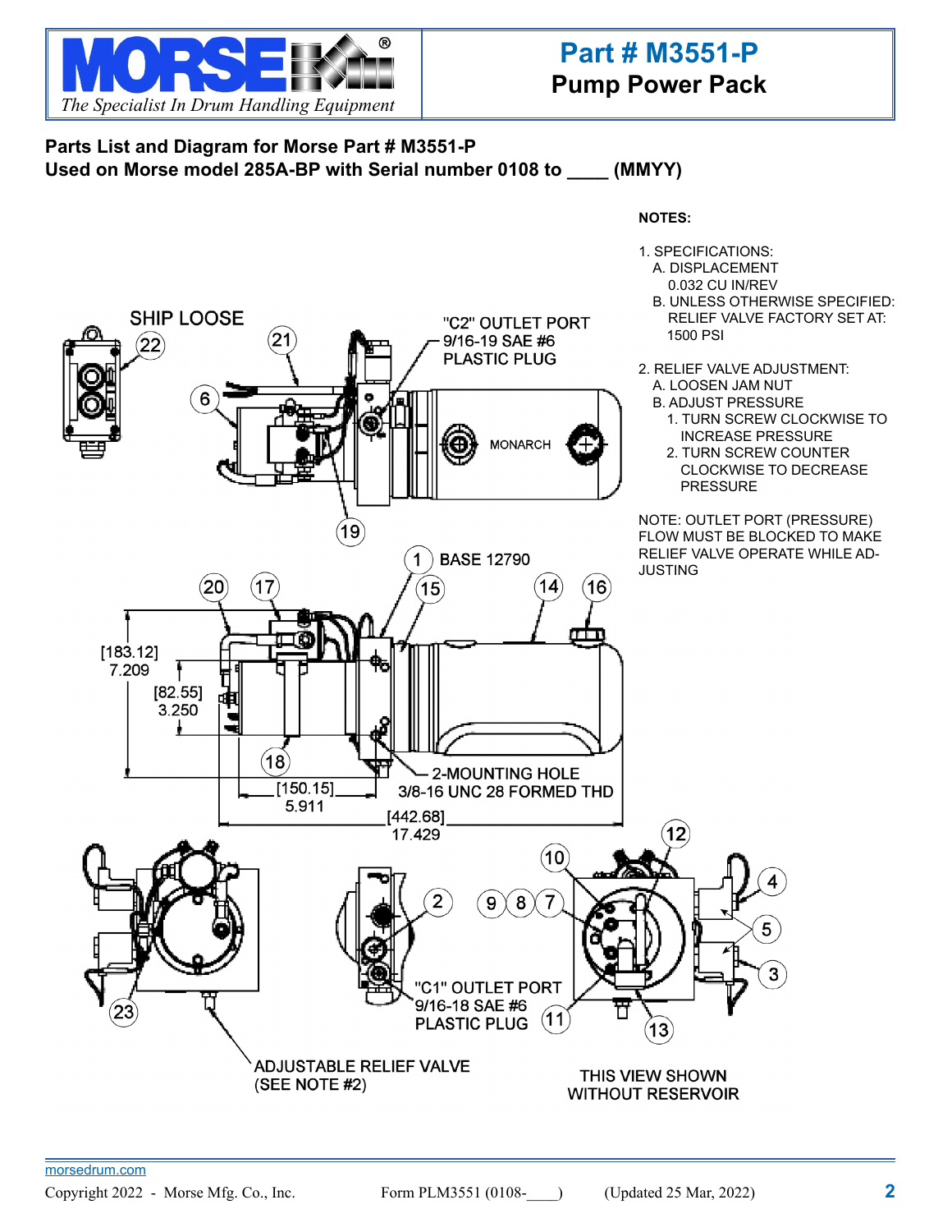# Part # M3551-P
## Pump Power Pack

**Parts List and Diagram for Morse Part # M3551-P**
**Used on Morse model 285A-BP with Serial number 0108 to ____ (MMYY)**

SHIP LOOSE

"C2" OUTLET PORT
9/16-19 SAE #6
PLASTIC PLUG

MONARCH

BASE 12790

[183.12]
7.209

[82.55]
3.250

[150.15]
5.911

2-MOUNTING HOLE
3/8-16 UNC 28 FORMED THD

[442.68]
17.429

"C1" OUTLET PORT
9/16-18 SAE #6
PLASTIC PLUG

ADJUSTABLE RELIEF VALVE
(SEE NOTE #2)

THIS VIEW SHOWN
WITHOUT RESERVOIR

**NOTES:**

1. SPECIFICATIONS:
   A. DISPLACEMENT
      0.032 CU IN/REV
   B. UNLESS OTHERWISE SPECIFIED:
      RELIEF VALVE FACTORY SET AT:
      1500 PSI

2. RELIEF VALVE ADJUSTMENT:
   A. LOOSEN JAM NUT
   B. ADJUST PRESSURE
      1. TURN SCREW CLOCKWISE TO INCREASE PRESSURE
      2. TURN SCREW COUNTER CLOCKWISE TO DECREASE PRESSURE

NOTE: OUTLET PORT (PRESSURE) FLOW MUST BE BLOCKED TO MAKE RELIEF VALVE OPERATE WHILE ADJUSTING

morsedrum.com

Copyright 2022 - Morse Mfg. Co., Inc. Form PLM3551 (0108-____) (Updated 25 Mar, 2022)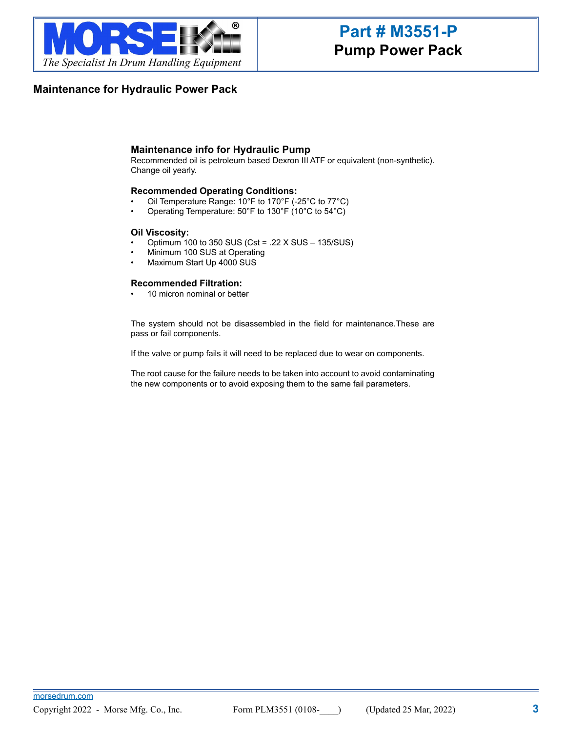## Maintenance for Hydraulic Power Pack

### Maintenance info for Hydraulic Pump

Recommended oil is petroleum based Dexron III ATF or equivalent (non-synthetic). Change oil yearly.

**Recommended Operating Conditions:**

- Oil Temperature Range: 10°F to 170°F (-25°C to 77°C)
- Operating Temperature: 50°F to 130°F (10°C to 54°C)

**Oil Viscosity:**

- Optimum 100 to 350 SUS (Cst = .22 X SUS – 135/SUS)
- Minimum 100 SUS at Operating
- Maximum Start Up 4000 SUS

**Recommended Filtration:**

- 10 micron nominal or better

The system should not be disassembled in the field for maintenance.These are pass or fail components.

If the valve or pump fails it will need to be replaced due to wear on components.

The root cause for the failure needs to be taken into account to avoid contaminating the new components or to avoid exposing them to the same fail parameters.